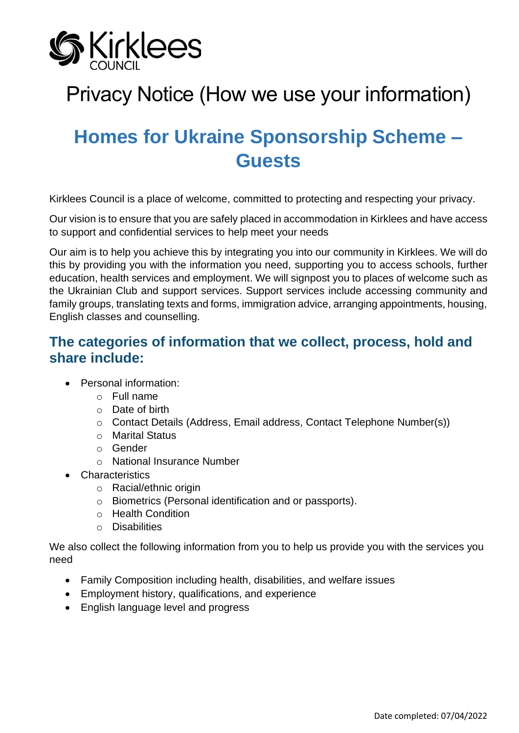Kirklees COUNCIL

# Privacy Notice (How we use your information)

## Homes for Ukraine Sponsorship Scheme – Guests

Kirklees Council is a place of welcome, committed to protecting and respecting your privacy.

Our vision is to ensure that you are safely placed in accommodation in Kirklees and have access to support and confidential services to help meet your needs

Our aim is to help you achieve this by integrating you into our community in Kirklees. We will do this by providing you with the information you need, supporting you to access schools, further education, health services and employment. We will signpost you to places of welcome such as the Ukrainian Club and support services. Support services include accessing community and family groups, translating texts and forms, immigration advice, arranging appointments, housing, English classes and counselling.

### The categories of information that we collect, process, hold and share include:

- Personal information:
  - Full name
  - Date of birth
  - Contact Details (Address, Email address, Contact Telephone Number(s))
  - Marital Status
  - Gender
  - National Insurance Number
- Characteristics
  - Racial/ethnic origin
  - Biometrics (Personal identification and or passports).
  - Health Condition
  - Disabilities

We also collect the following information from you to help us provide you with the services you need

- Family Composition including health, disabilities, and welfare issues
- Employment history, qualifications, and experience
- English language level and progress

Date completed: 07/04/2022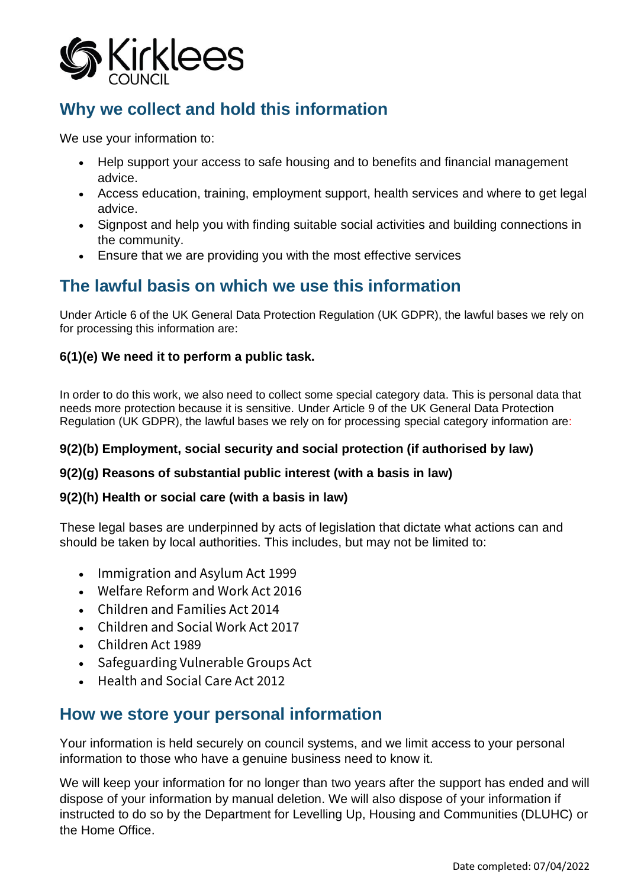## Why we collect and hold this information

We use your information to:

- Help support your access to safe housing and to benefits and financial management advice.
- Access education, training, employment support, health services and where to get legal advice.
- Signpost and help you with finding suitable social activities and building connections in the community.
- Ensure that we are providing you with the most effective services

## The lawful basis on which we use this information

Under Article 6 of the UK General Data Protection Regulation (UK GDPR), the lawful bases we rely on for processing this information are:

**6(1)(e) We need it to perform a public task.**

In order to do this work, we also need to collect some special category data. This is personal data that needs more protection because it is sensitive. Under Article 9 of the UK General Data Protection Regulation (UK GDPR), the lawful bases we rely on for processing special category information are:

**9(2)(b) Employment, social security and social protection (if authorised by law)**

**9(2)(g) Reasons of substantial public interest (with a basis in law)**

**9(2)(h) Health or social care (with a basis in law)**

These legal bases are underpinned by acts of legislation that dictate what actions can and should be taken by local authorities. This includes, but may not be limited to:

- Immigration and Asylum Act 1999
- Welfare Reform and Work Act 2016
- Children and Families Act 2014
- Children and Social Work Act 2017
- Children Act 1989
- Safeguarding Vulnerable Groups Act
- Health and Social Care Act 2012

## How we store your personal information

Your information is held securely on council systems, and we limit access to your personal information to those who have a genuine business need to know it.

We will keep your information for no longer than two years after the support has ended and will dispose of your information by manual deletion. We will also dispose of your information if instructed to do so by the Department for Levelling Up, Housing and Communities (DLUHC) or the Home Office.

Date completed: 07/04/2022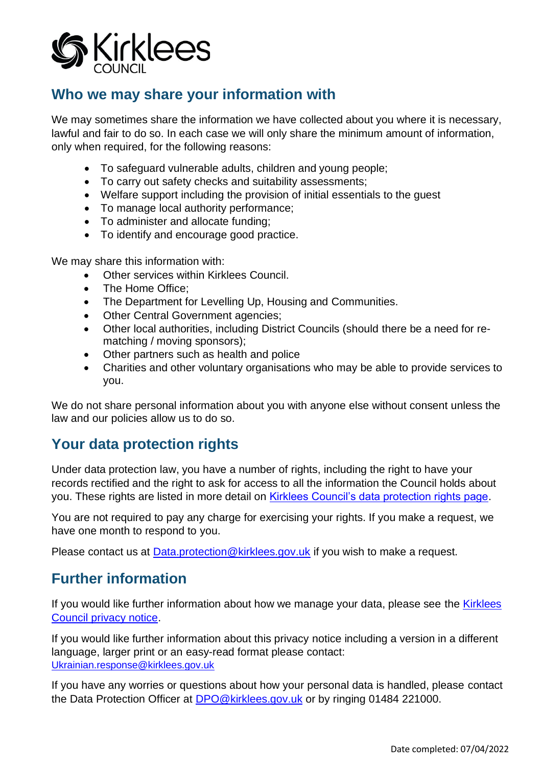## Who we may share your information with

We may sometimes share the information we have collected about you where it is necessary, lawful and fair to do so. In each case we will only share the minimum amount of information, only when required, for the following reasons:

- To safeguard vulnerable adults, children and young people;
- To carry out safety checks and suitability assessments;
- Welfare support including the provision of initial essentials to the guest
- To manage local authority performance;
- To administer and allocate funding;
- To identify and encourage good practice.

We may share this information with:

- Other services within Kirklees Council.
- The Home Office;
- The Department for Levelling Up, Housing and Communities.
- Other Central Government agencies;
- Other local authorities, including District Councils (should there be a need for re-matching / moving sponsors);
- Other partners such as health and police
- Charities and other voluntary organisations who may be able to provide services to you.

We do not share personal information about you with anyone else without consent unless the law and our policies allow us to do so.

## Your data protection rights

Under data protection law, you have a number of rights, including the right to have your records rectified and the right to ask for access to all the information the Council holds about you. These rights are listed in more detail on Kirklees Council's data protection rights page.

You are not required to pay any charge for exercising your rights. If you make a request, we have one month to respond to you.

Please contact us at Data.protection@kirklees.gov.uk if you wish to make a request.

## Further information

If you would like further information about how we manage your data, please see the Kirklees Council privacy notice.

If you would like further information about this privacy notice including a version in a different language, larger print or an easy-read format please contact: Ukrainian.response@kirklees.gov.uk

If you have any worries or questions about how your personal data is handled, please contact the Data Protection Officer at DPO@kirklees.gov.uk or by ringing 01484 221000.

Date completed: 07/04/2022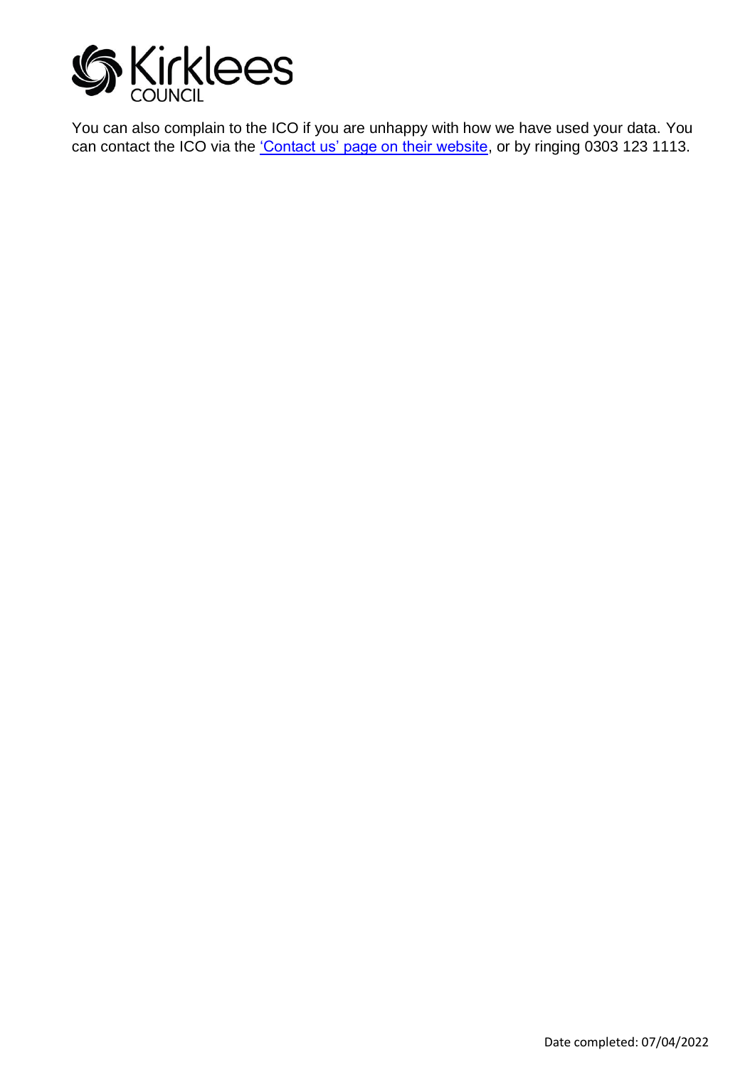You can also complain to the ICO if you are unhappy with how we have used your data. You can contact the ICO via the 'Contact us' page on their website, or by ringing 0303 123 1113.

Date completed: 07/04/2022